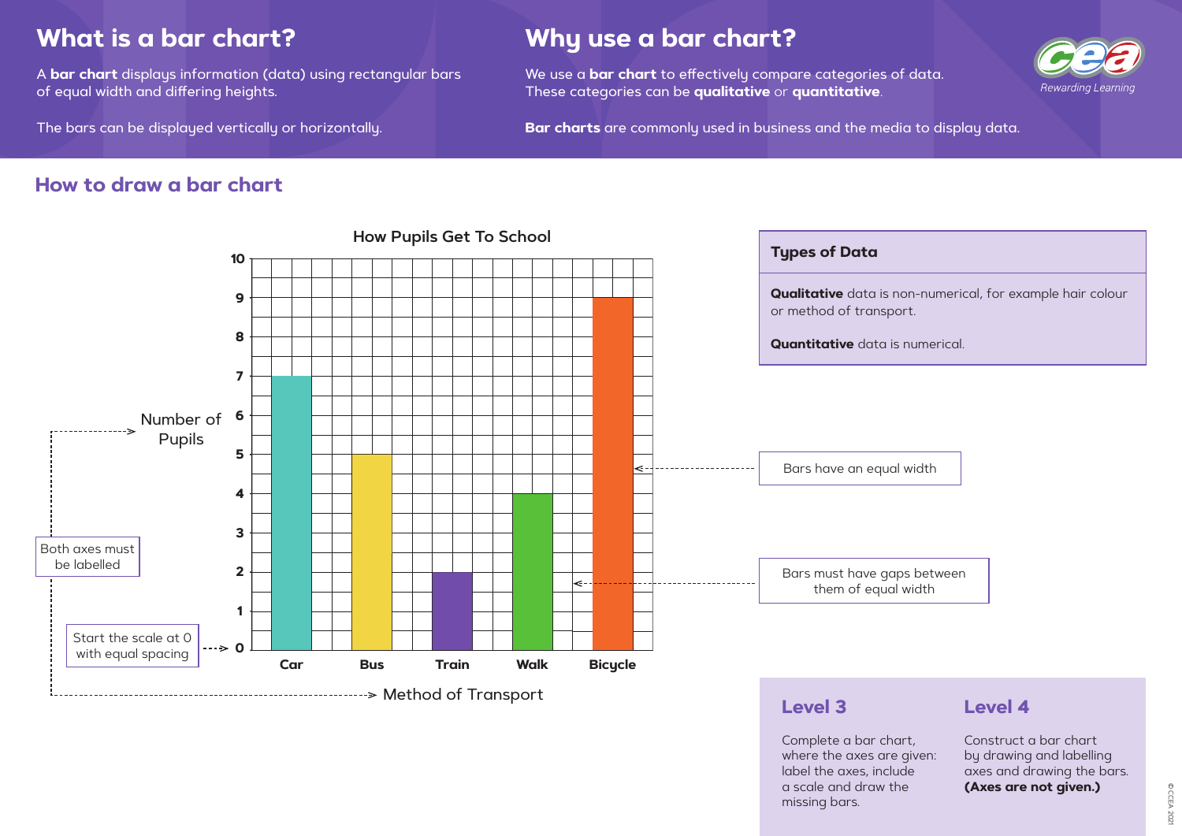## What is a bar chart?

A **bar chart** displays information (data) using rectangular bars of equal width and differing heights.

The bars can be displayed vertically or horizontally.

## Why use a bar chart?

We use a **bar chart** to effectively compare categories of data. These categories can be **qualitative** or **quantitative**.

**Bar charts** are commonly used in business and the media to display data.

## How to draw a bar chart

**How Pupils Get To School**

| Method of Transport | Number of Pupils |
|---|---|
| Car | 7 |
| Bus | 5 |
| Train | 2 |
| Walk | 4 |
| Bicycle | 9 |

- Both axes must be labelled (Number of Pupils; Method of Transport)
- Start the scale at 0 with equal spacing
- Bars have an equal width
- Bars must have gaps between them of equal width

### Types of Data

**Qualitative** data is non-numerical, for example hair colour or method of transport.

**Quantitative** data is numerical.

### Level 3

Complete a bar chart, where the axes are given: label the axes, include a scale and draw the missing bars.

### Level 4

Construct a bar chart by drawing and labelling axes and drawing the bars. **(Axes are not given.)**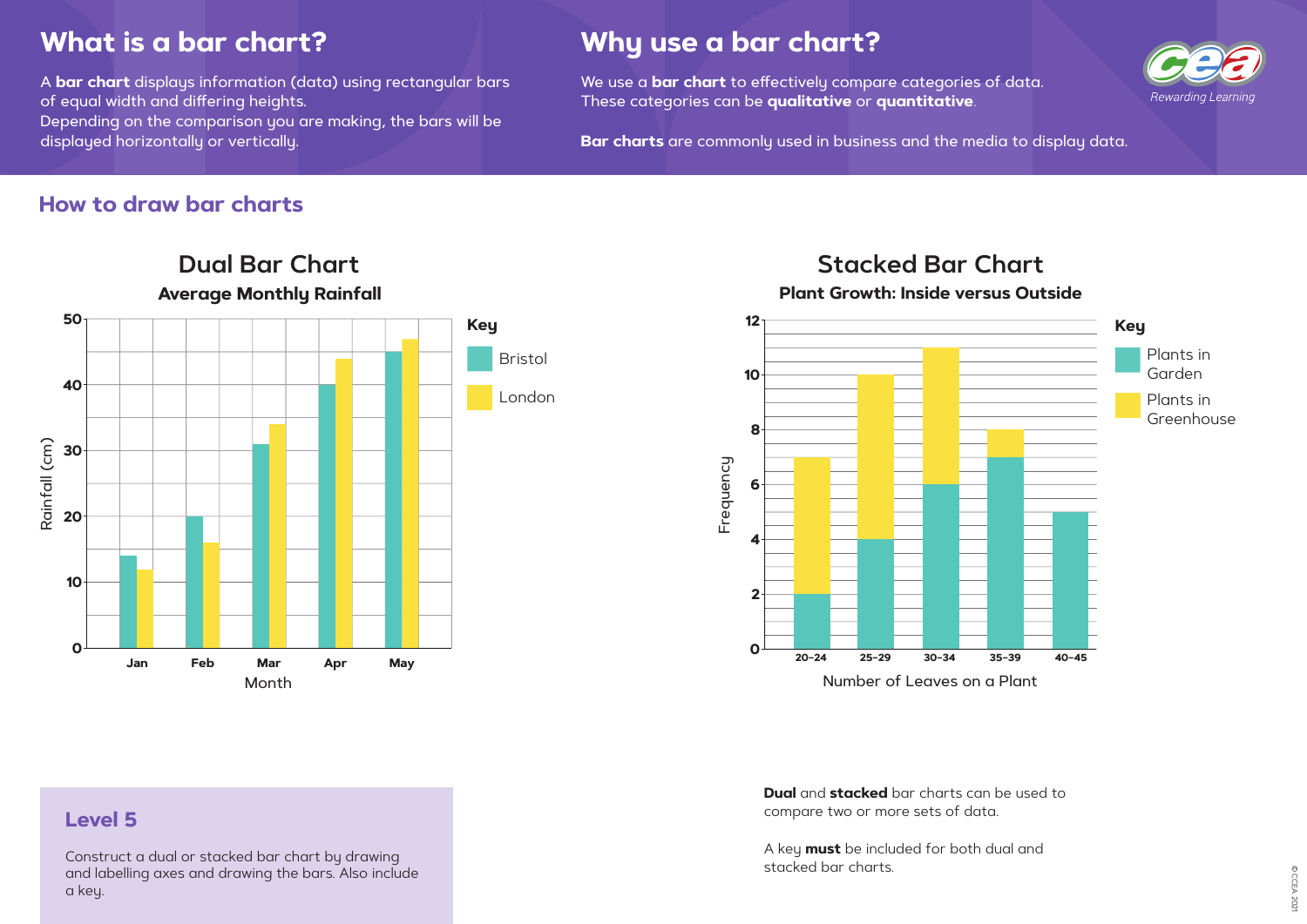## What is a bar chart?

A **bar chart** displays information (data) using rectangular bars of equal width and differing heights.
Depending on the comparison you are making, the bars will be displayed horizontally or vertically.

## Why use a bar chart?

We use a **bar chart** to effectively compare categories of data. These categories can be **qualitative** or **quantitative**.

**Bar charts** are commonly used in business and the media to display data.

*Rewarding Learning*

### How to draw bar charts

Dual Bar Chart

**Average Monthly Rainfall**

Rainfall (cm)

0
10
20
30
40
50

Jan
Feb
Mar
Apr
May

Month

**Key**

Bristol
London

Stacked Bar Chart

**Plant Growth: Inside versus Outside**

Frequency

0
2
4
6
8
10
12

20–24
25–29
30–34
35–39
40–45

Number of Leaves on a Plant

**Key**

Plants in Garden
Plants in Greenhouse

### Level 5

Construct a dual or stacked bar chart by drawing and labelling axes and drawing the bars. Also include a key.

**Dual** and **stacked** bar charts can be used to compare two or more sets of data.

A key **must** be included for both dual and stacked bar charts.